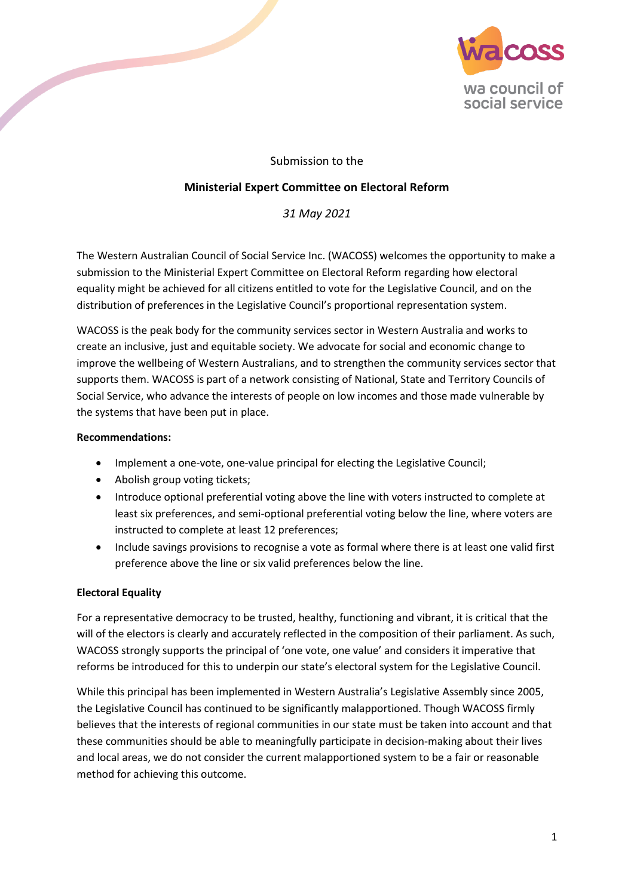Submission to the

**Ministerial Expert Committee on Electoral Reform**

*31 May 2021*

The Western Australian Council of Social Service Inc. (WACOSS) welcomes the opportunity to make a submission to the Ministerial Expert Committee on Electoral Reform regarding how electoral equality might be achieved for all citizens entitled to vote for the Legislative Council, and on the distribution of preferences in the Legislative Council's proportional representation system.

WACOSS is the peak body for the community services sector in Western Australia and works to create an inclusive, just and equitable society. We advocate for social and economic change to improve the wellbeing of Western Australians, and to strengthen the community services sector that supports them. WACOSS is part of a network consisting of National, State and Territory Councils of Social Service, who advance the interests of people on low incomes and those made vulnerable by the systems that have been put in place.

**Recommendations:**

- Implement a one-vote, one-value principal for electing the Legislative Council;
- Abolish group voting tickets;
- Introduce optional preferential voting above the line with voters instructed to complete at least six preferences, and semi-optional preferential voting below the line, where voters are instructed to complete at least 12 preferences;
- Include savings provisions to recognise a vote as formal where there is at least one valid first preference above the line or six valid preferences below the line.

**Electoral Equality**

For a representative democracy to be trusted, healthy, functioning and vibrant, it is critical that the will of the electors is clearly and accurately reflected in the composition of their parliament. As such, WACOSS strongly supports the principal of 'one vote, one value' and considers it imperative that reforms be introduced for this to underpin our state's electoral system for the Legislative Council.

While this principal has been implemented in Western Australia's Legislative Assembly since 2005, the Legislative Council has continued to be significantly malapportioned. Though WACOSS firmly believes that the interests of regional communities in our state must be taken into account and that these communities should be able to meaningfully participate in decision-making about their lives and local areas, we do not consider the current malapportioned system to be a fair or reasonable method for achieving this outcome.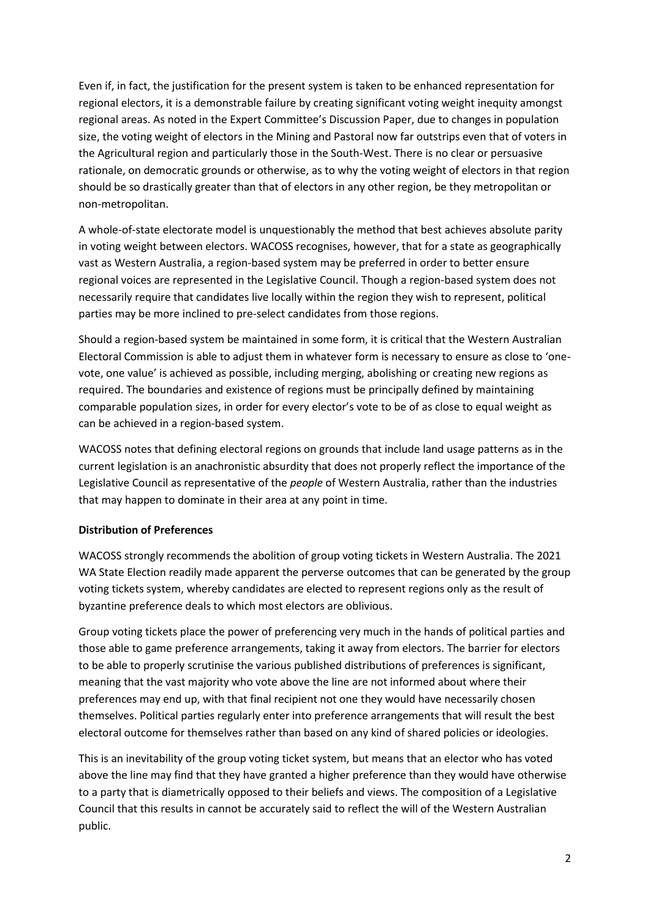Even if, in fact, the justification for the present system is taken to be enhanced representation for regional electors, it is a demonstrable failure by creating significant voting weight inequity amongst regional areas. As noted in the Expert Committee's Discussion Paper, due to changes in population size, the voting weight of electors in the Mining and Pastoral now far outstrips even that of voters in the Agricultural region and particularly those in the South-West. There is no clear or persuasive rationale, on democratic grounds or otherwise, as to why the voting weight of electors in that region should be so drastically greater than that of electors in any other region, be they metropolitan or non-metropolitan.

A whole-of-state electorate model is unquestionably the method that best achieves absolute parity in voting weight between electors. WACOSS recognises, however, that for a state as geographically vast as Western Australia, a region-based system may be preferred in order to better ensure regional voices are represented in the Legislative Council. Though a region-based system does not necessarily require that candidates live locally within the region they wish to represent, political parties may be more inclined to pre-select candidates from those regions.

Should a region-based system be maintained in some form, it is critical that the Western Australian Electoral Commission is able to adjust them in whatever form is necessary to ensure as close to 'one-vote, one value' is achieved as possible, including merging, abolishing or creating new regions as required. The boundaries and existence of regions must be principally defined by maintaining comparable population sizes, in order for every elector's vote to be of as close to equal weight as can be achieved in a region-based system.

WACOSS notes that defining electoral regions on grounds that include land usage patterns as in the current legislation is an anachronistic absurdity that does not properly reflect the importance of the Legislative Council as representative of the *people* of Western Australia, rather than the industries that may happen to dominate in their area at any point in time.

**Distribution of Preferences**

WACOSS strongly recommends the abolition of group voting tickets in Western Australia. The 2021 WA State Election readily made apparent the perverse outcomes that can be generated by the group voting tickets system, whereby candidates are elected to represent regions only as the result of byzantine preference deals to which most electors are oblivious.

Group voting tickets place the power of preferencing very much in the hands of political parties and those able to game preference arrangements, taking it away from electors. The barrier for electors to be able to properly scrutinise the various published distributions of preferences is significant, meaning that the vast majority who vote above the line are not informed about where their preferences may end up, with that final recipient not one they would have necessarily chosen themselves. Political parties regularly enter into preference arrangements that will result the best electoral outcome for themselves rather than based on any kind of shared policies or ideologies.

This is an inevitability of the group voting ticket system, but means that an elector who has voted above the line may find that they have granted a higher preference than they would have otherwise to a party that is diametrically opposed to their beliefs and views. The composition of a Legislative Council that this results in cannot be accurately said to reflect the will of the Western Australian public.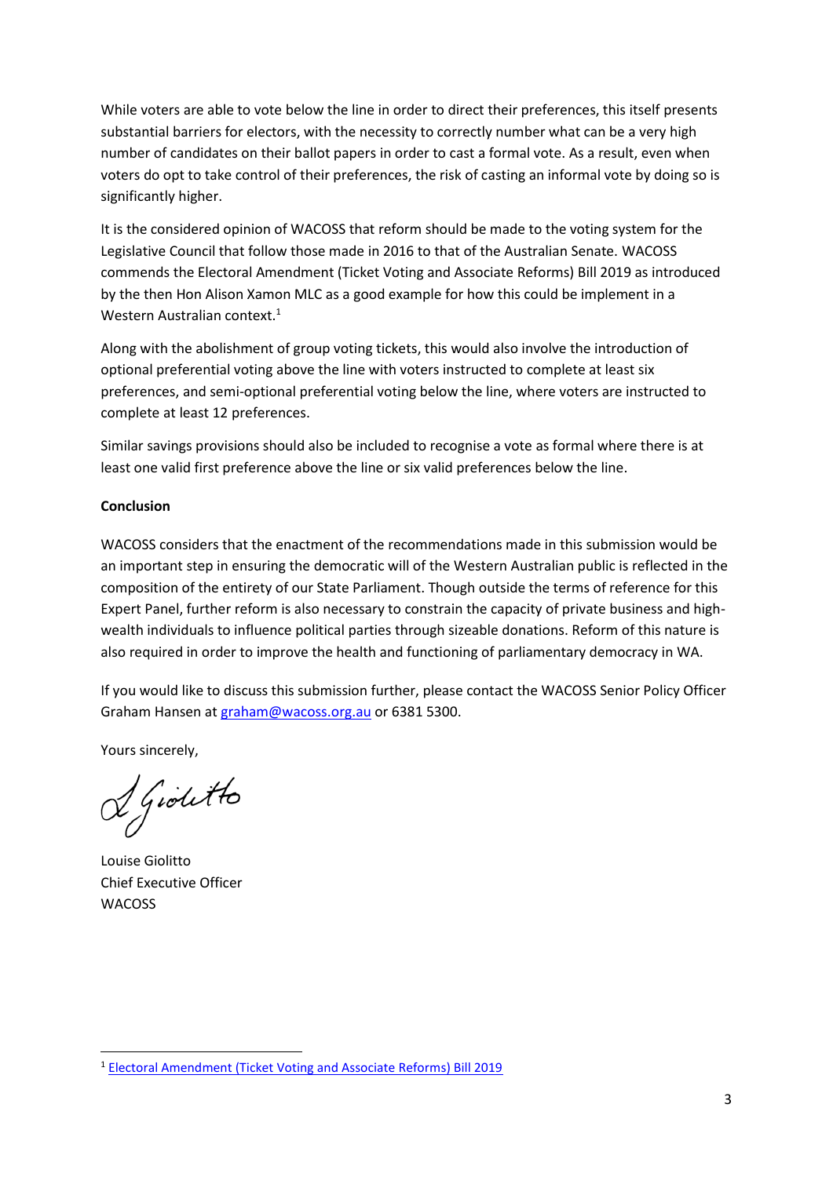While voters are able to vote below the line in order to direct their preferences, this itself presents substantial barriers for electors, with the necessity to correctly number what can be a very high number of candidates on their ballot papers in order to cast a formal vote. As a result, even when voters do opt to take control of their preferences, the risk of casting an informal vote by doing so is significantly higher.

It is the considered opinion of WACOSS that reform should be made to the voting system for the Legislative Council that follow those made in 2016 to that of the Australian Senate. WACOSS commends the Electoral Amendment (Ticket Voting and Associate Reforms) Bill 2019 as introduced by the then Hon Alison Xamon MLC as a good example for how this could be implement in a Western Australian context.[1]

Along with the abolishment of group voting tickets, this would also involve the introduction of optional preferential voting above the line with voters instructed to complete at least six preferences, and semi-optional preferential voting below the line, where voters are instructed to complete at least 12 preferences.

Similar savings provisions should also be included to recognise a vote as formal where there is at least one valid first preference above the line or six valid preferences below the line.

**Conclusion**

WACOSS considers that the enactment of the recommendations made in this submission would be an important step in ensuring the democratic will of the Western Australian public is reflected in the composition of the entirety of our State Parliament. Though outside the terms of reference for this Expert Panel, further reform is also necessary to constrain the capacity of private business and high-wealth individuals to influence political parties through sizeable donations. Reform of this nature is also required in order to improve the health and functioning of parliamentary democracy in WA.

If you would like to discuss this submission further, please contact the WACOSS Senior Policy Officer Graham Hansen at graham@wacoss.org.au or 6381 5300.

Yours sincerely,

L Giolitto

Louise Giolitto
Chief Executive Officer
WACOSS

---

[1] Electoral Amendment (Ticket Voting and Associate Reforms) Bill 2019